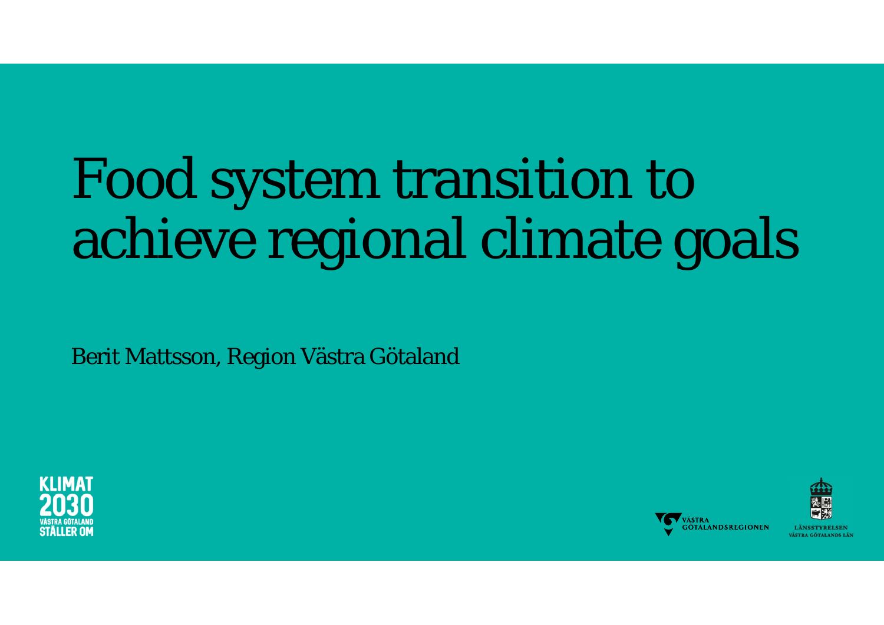# Food system transition to achieve regional climate goals

Berit Mattsson, Region Västra Götaland

KLIMAT 2030 VÄSTRA GÖTALAND STÄLLER OM

VÄSTRA GÖTALANDSREGIONEN

LÄNSSTYRELSEN VÄSTRA GÖTALANDS LÄN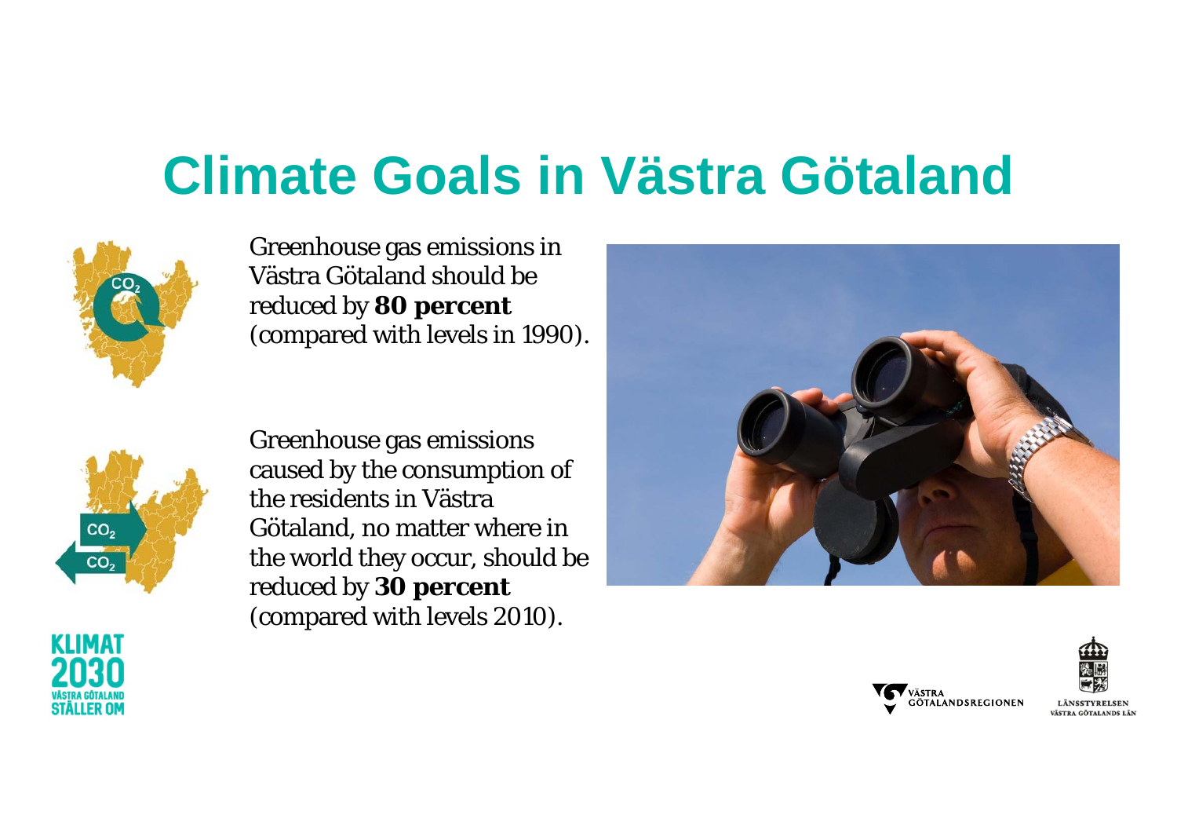# Climate Goals in Västra Götaland

Greenhouse gas emissions in Västra Götaland should be reduced by **80 percent** (compared with levels in 1990).

Greenhouse gas emissions caused by the consumption of the residents in Västra Götaland, no matter where in the world they occur, should be reduced by **30 percent** (compared with levels 2010).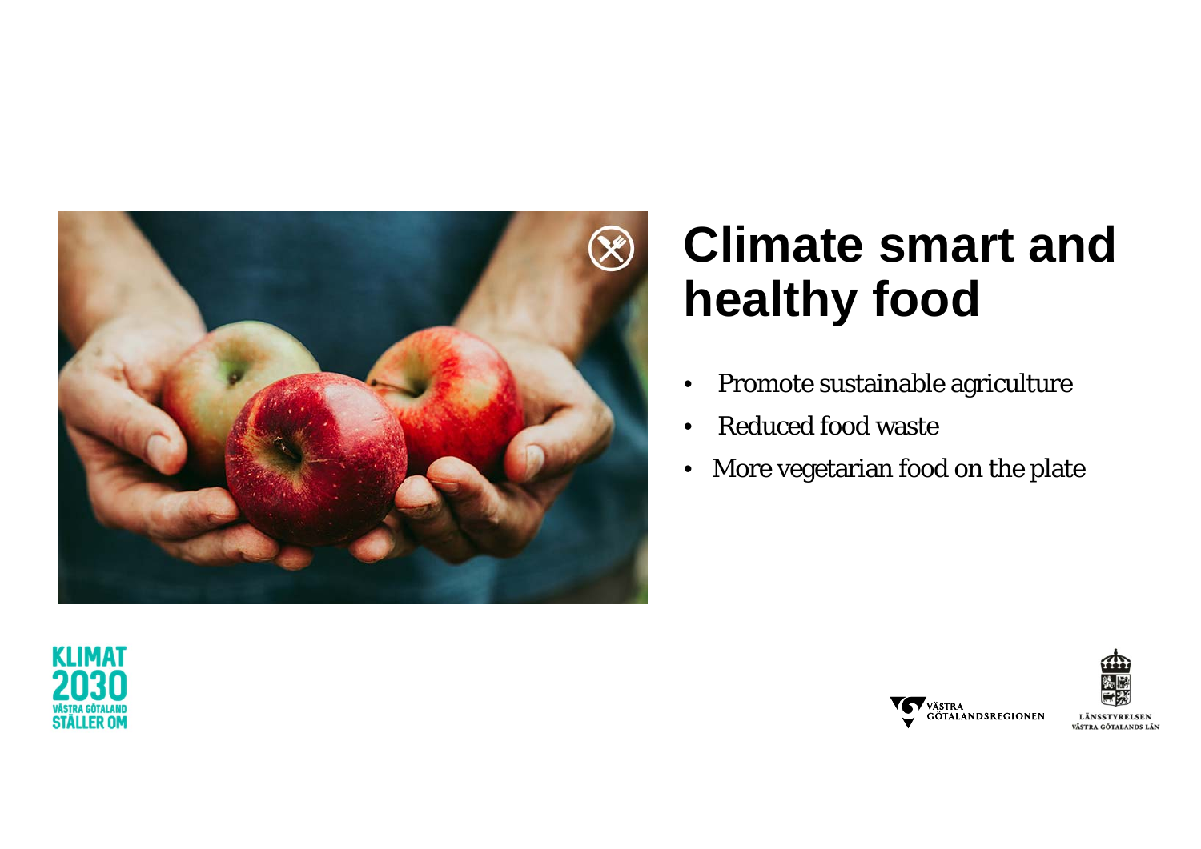# Climate smart and healthy food

- Promote sustainable agriculture
- Reduced food waste
- More vegetarian food on the plate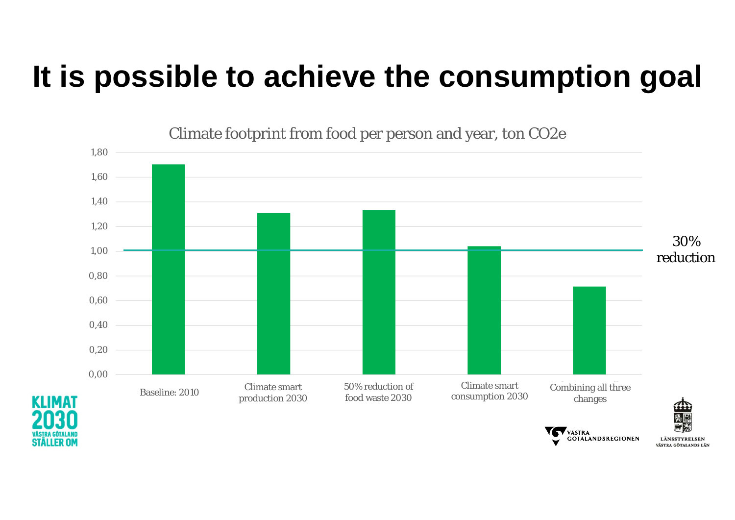# It is possible to achieve the consumption goal

Climate footprint from food per person and year, ton CO2e

| Scenario | ton CO2e |
|---|---|
| Baseline: 2010 | 1,70 |
| Climate smart production 2030 | 1,31 |
| 50% reduction of food waste 2030 | 1,33 |
| Climate smart consumption 2030 | 1,04 |
| Combining all three changes | 0,71 |

30% reduction (line at 1,00)

KLIMAT 2030 VÄSTRA GÖTALAND STÄLLER OM

VÄSTRA GÖTALANDSREGIONEN

LÄNSSTYRELSEN VÄSTRA GÖTALANDS LÄN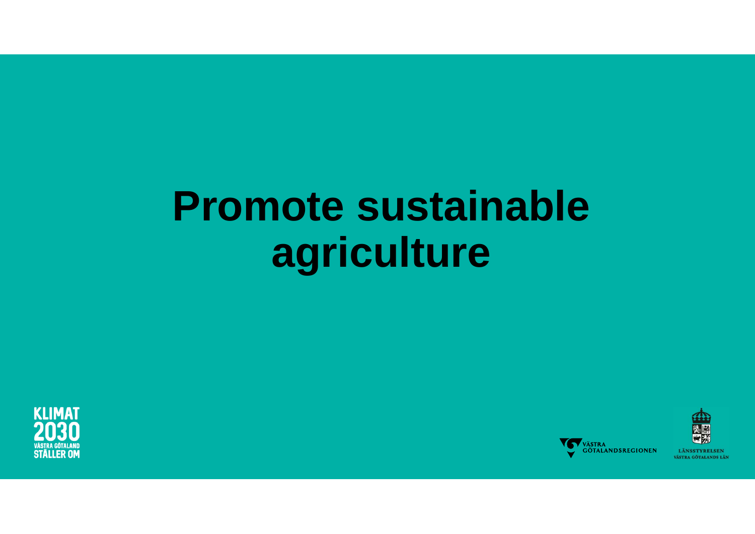# Promote sustainable agriculture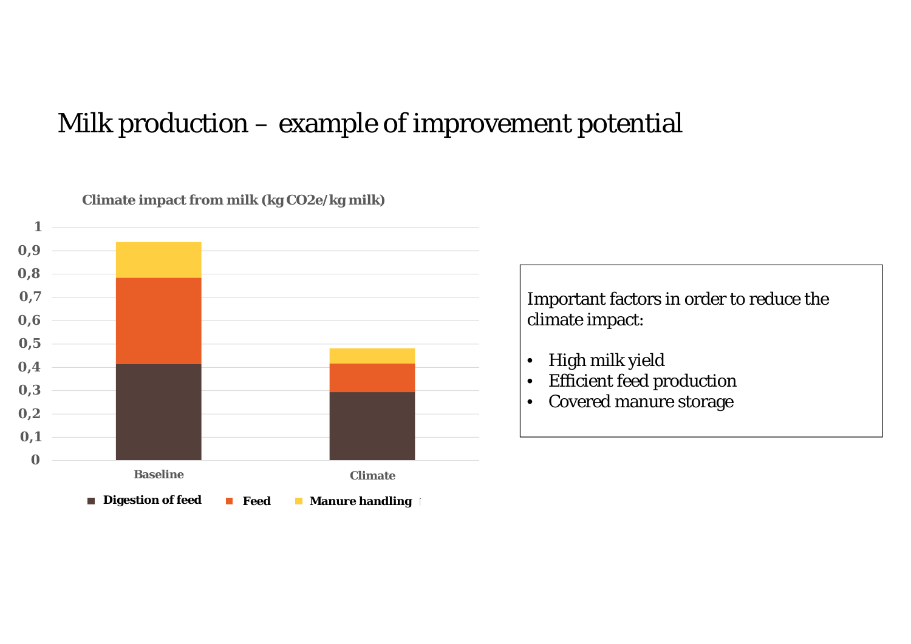# Milk production – example of improvement potential

**Climate impact from milk (kg CO2e/kg milk)**

| | Digestion of feed | Feed | Manure handling |
|---|---|---|---|
| Baseline | ~0,41 | ~0,37 | ~0,15 |
| Climate | ~0,29 | ~0,12 | ~0,07 |

Important factors in order to reduce the climate impact:

- High milk yield
- Efficient feed production
- Covered manure storage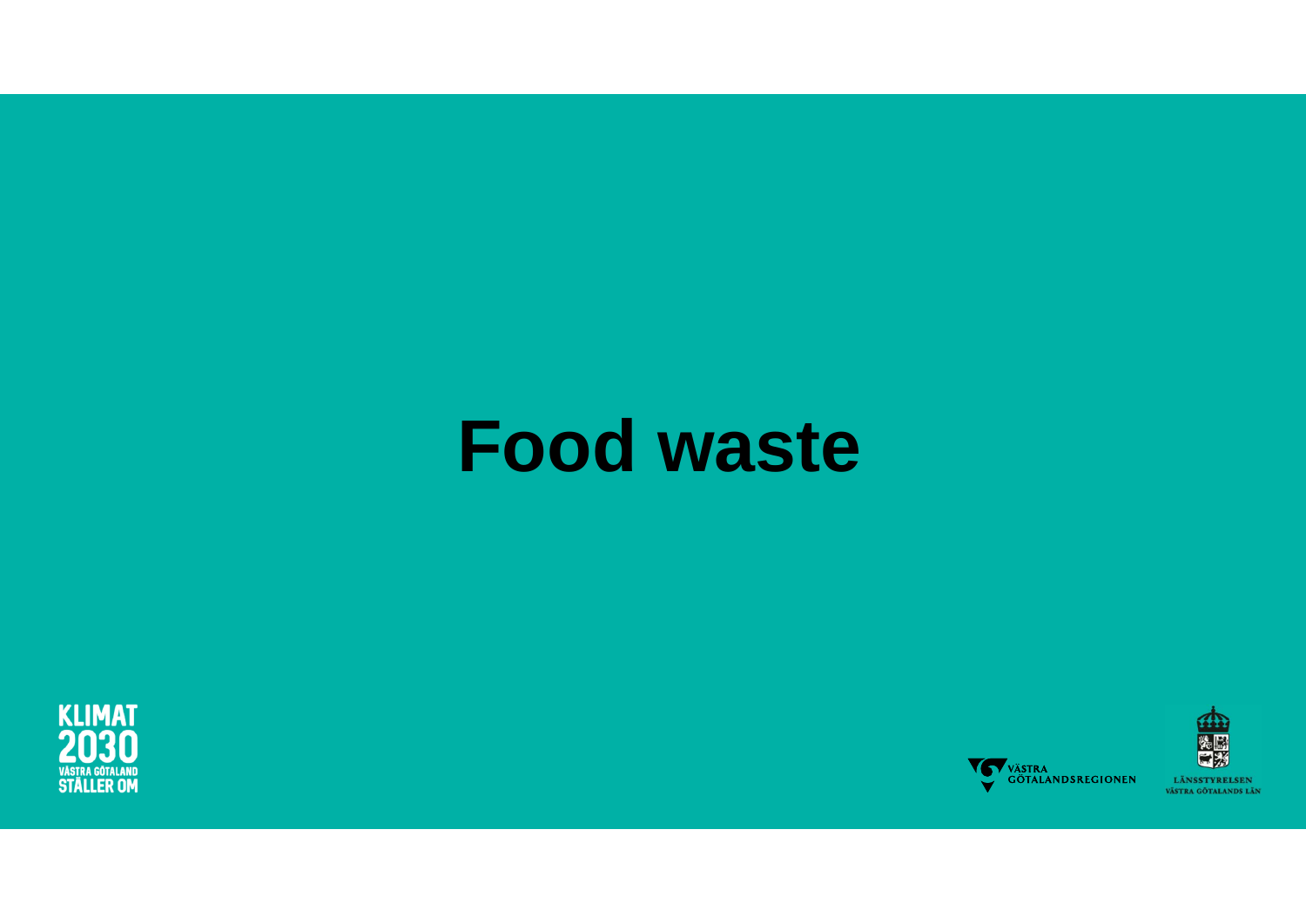# Food waste

KLIMAT 2030 VÄSTRA GÖTALAND STÄLLER OM

VÄSTRA GÖTALANDSREGIONEN

LÄNSSTYRELSEN VÄSTRA GÖTALANDS LÄN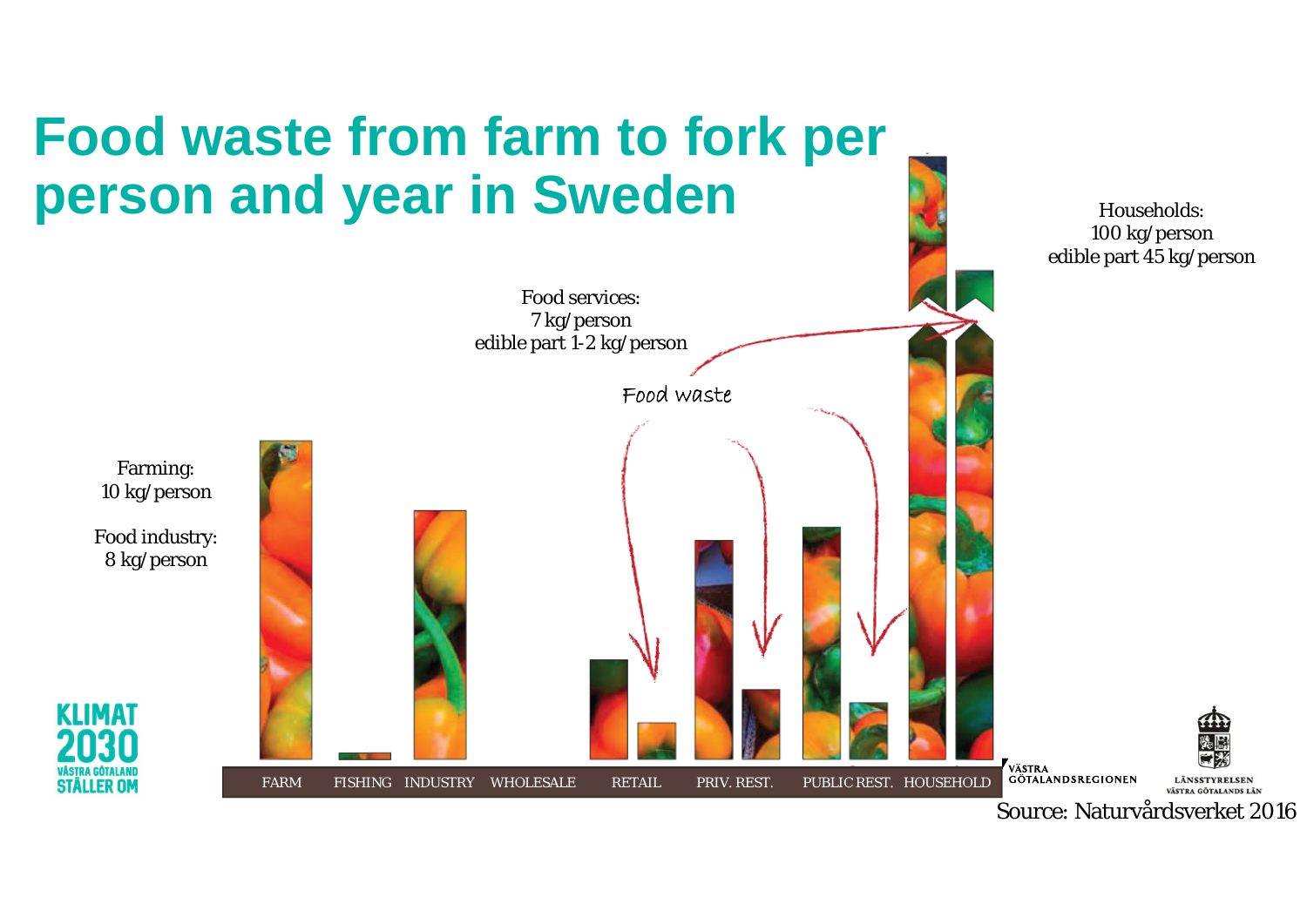# Food waste from farm to fork per person and year in Sweden

Households:
100 kg/person
edible part 45 kg/person

Food services:
7 kg/person
edible part 1-2 kg/person

Food waste

Farming:
10 kg/person

Food industry:
8 kg/person

FARM | FISHING | INDUSTRY | WHOLESALE | RETAIL | PRIV. REST. | PUBLIC REST. | HOUSEHOLD

KLIMAT 2030 VÄSTRA GÖTALAND STÄLLER OM

VÄSTRA GÖTALANDSREGIONEN

LÄNSSTYRELSEN VÄSTRA GÖTALANDS LÄN

Source: Naturvårdsverket 2016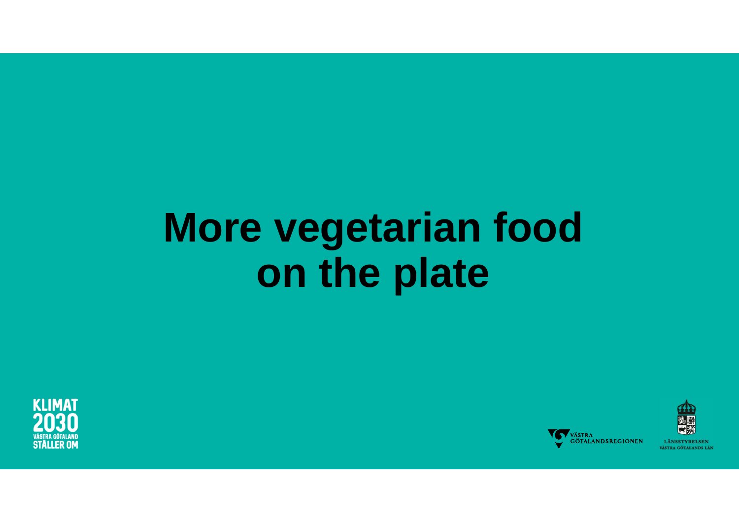# More vegetarian food on the plate

KLIMAT 2030 VÄSTRA GÖTALAND STÄLLER OM

VÄSTRA GÖTALANDSREGIONEN

LÄNSSTYRELSEN VÄSTRA GÖTALANDS LÄN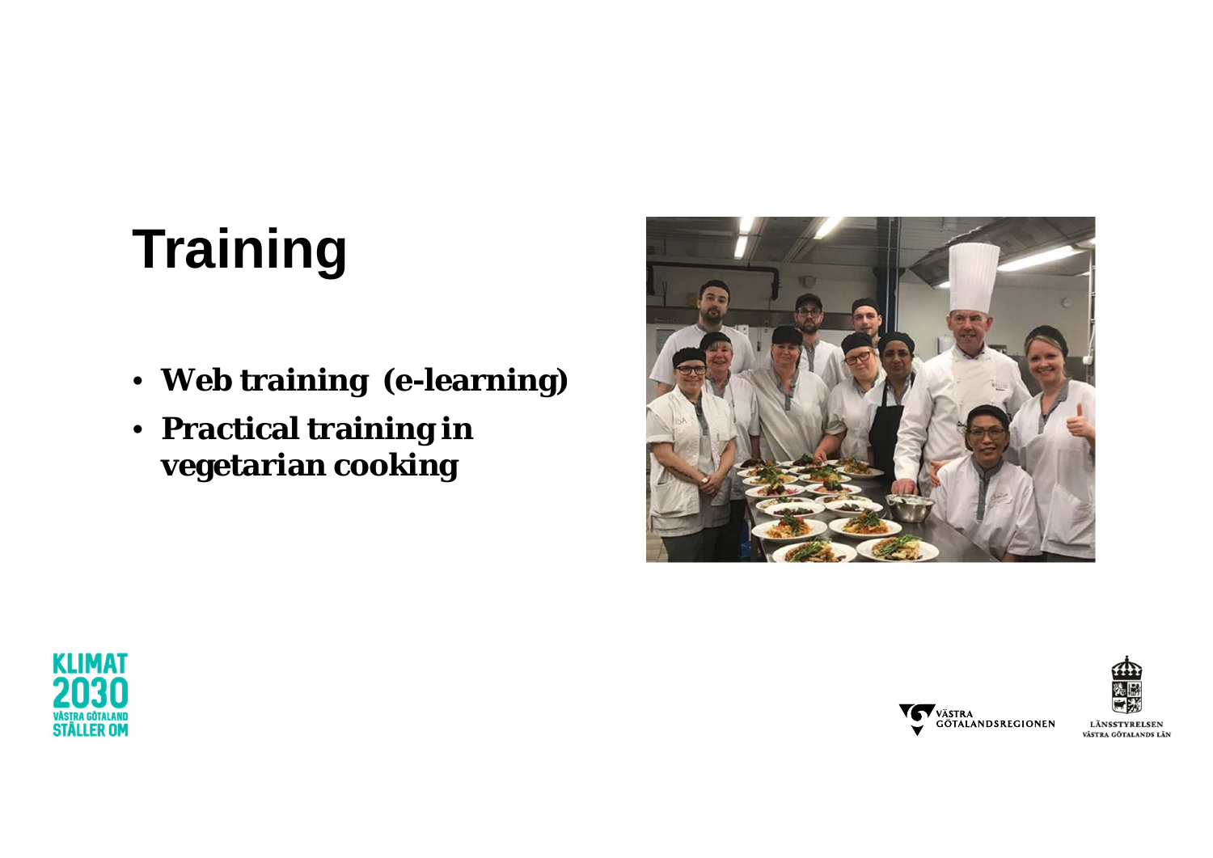# Training

- **Web training (e-learning)**
- **Practical training in vegetarian cooking**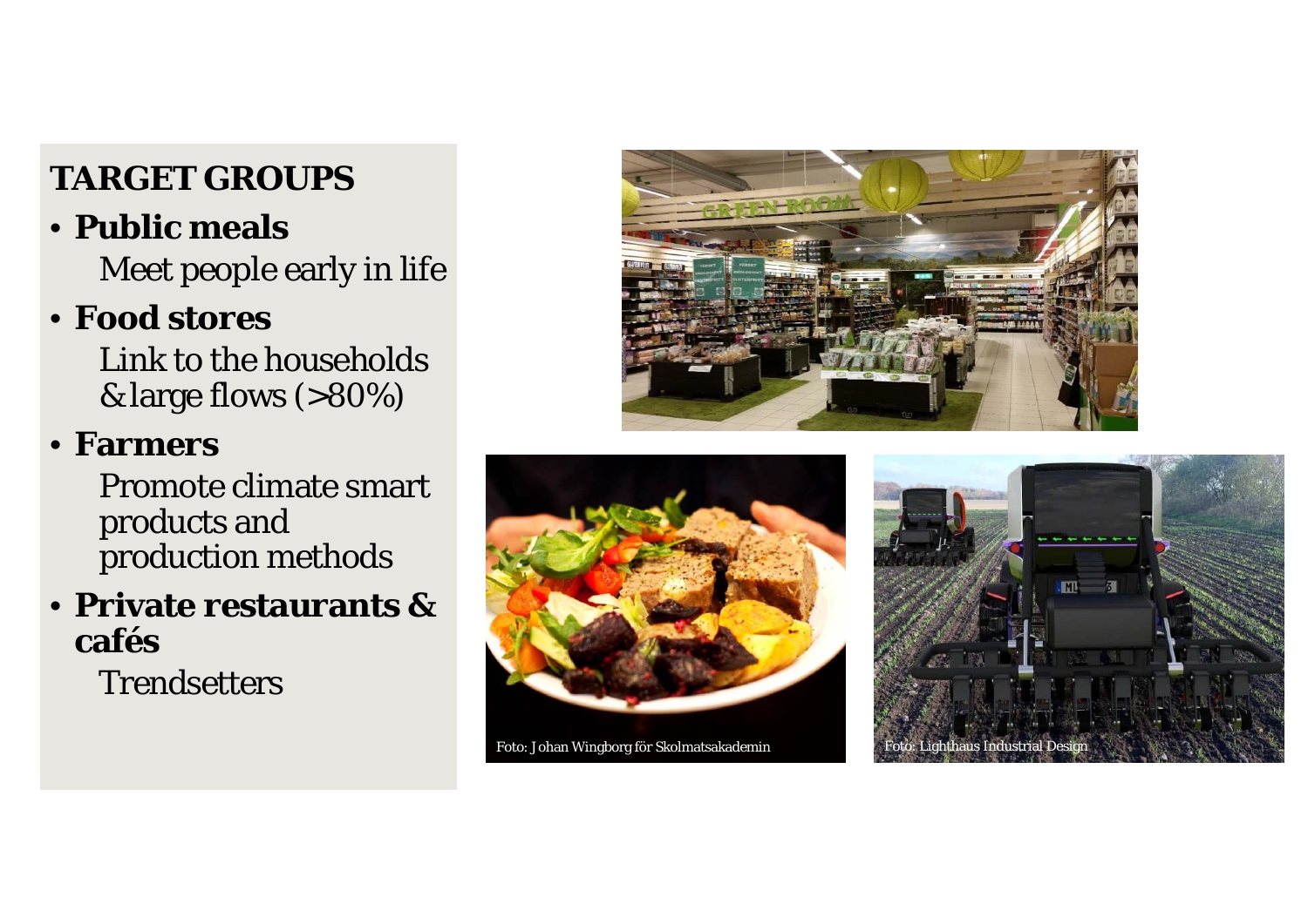## TARGET GROUPS

- **Public meals**

  Meet people early in life

- **Food stores**

  Link to the households & large flows (>80%)

- **Farmers**

  Promote climate smart products and production methods

- **Private restaurants & cafés**

  Trendsetters

Foto: Johan Wingborg för Skolmatsakademin

Foto: Lighthaus Industrial Design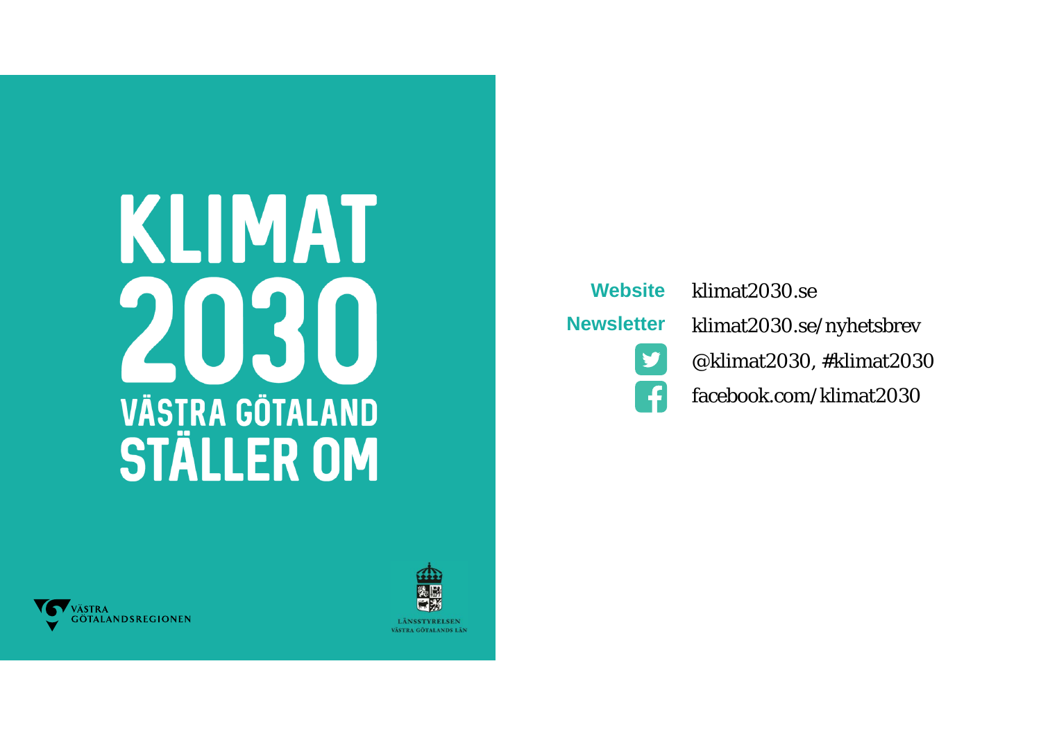# KLIMAT 2030

## VÄSTRA GÖTALAND STÄLLER OM

VÄSTRA GÖTALANDSREGIONEN

LÄNSSTYRELSEN VÄSTRA GÖTALANDS LÄN

**Website** klimat2030.se

**Newsletter** klimat2030.se/nyhetsbrev

@klimat2030, #klimat2030

facebook.com/klimat2030